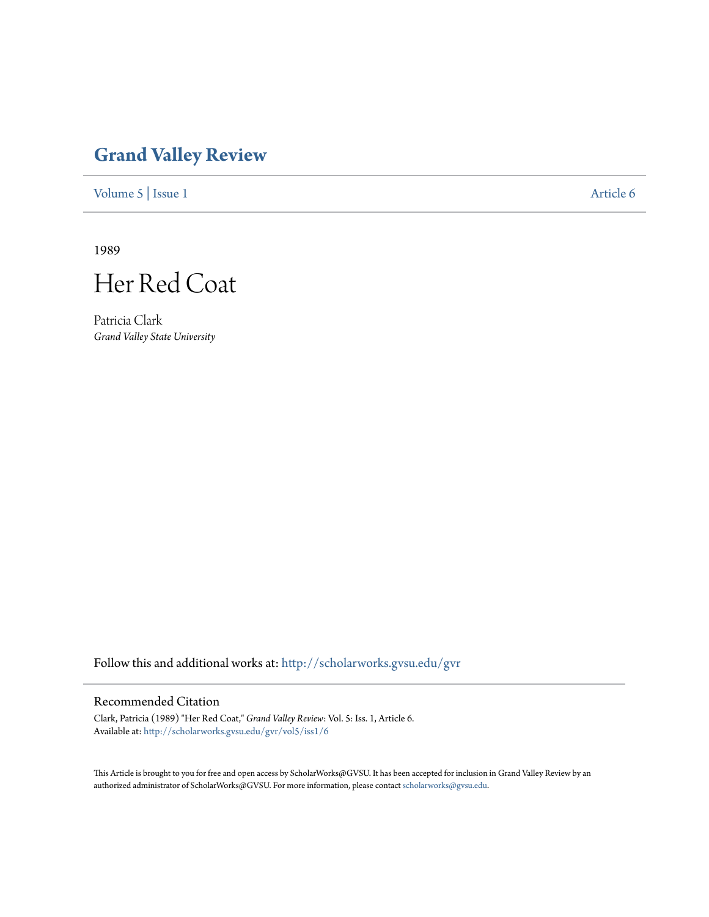# Grand Valley Review

Volume 5 | Issue 1 Article 6

1989

## Her Red Coat

Patricia Clark
*Grand Valley State University*

Follow this and additional works at: http://scholarworks.gvsu.edu/gvr

### Recommended Citation

Clark, Patricia (1989) "Her Red Coat," *Grand Valley Review*: Vol. 5: Iss. 1, Article 6.
Available at: http://scholarworks.gvsu.edu/gvr/vol5/iss1/6

This Article is brought to you for free and open access by ScholarWorks@GVSU. It has been accepted for inclusion in Grand Valley Review by an authorized administrator of ScholarWorks@GVSU. For more information, please contact scholarworks@gvsu.edu.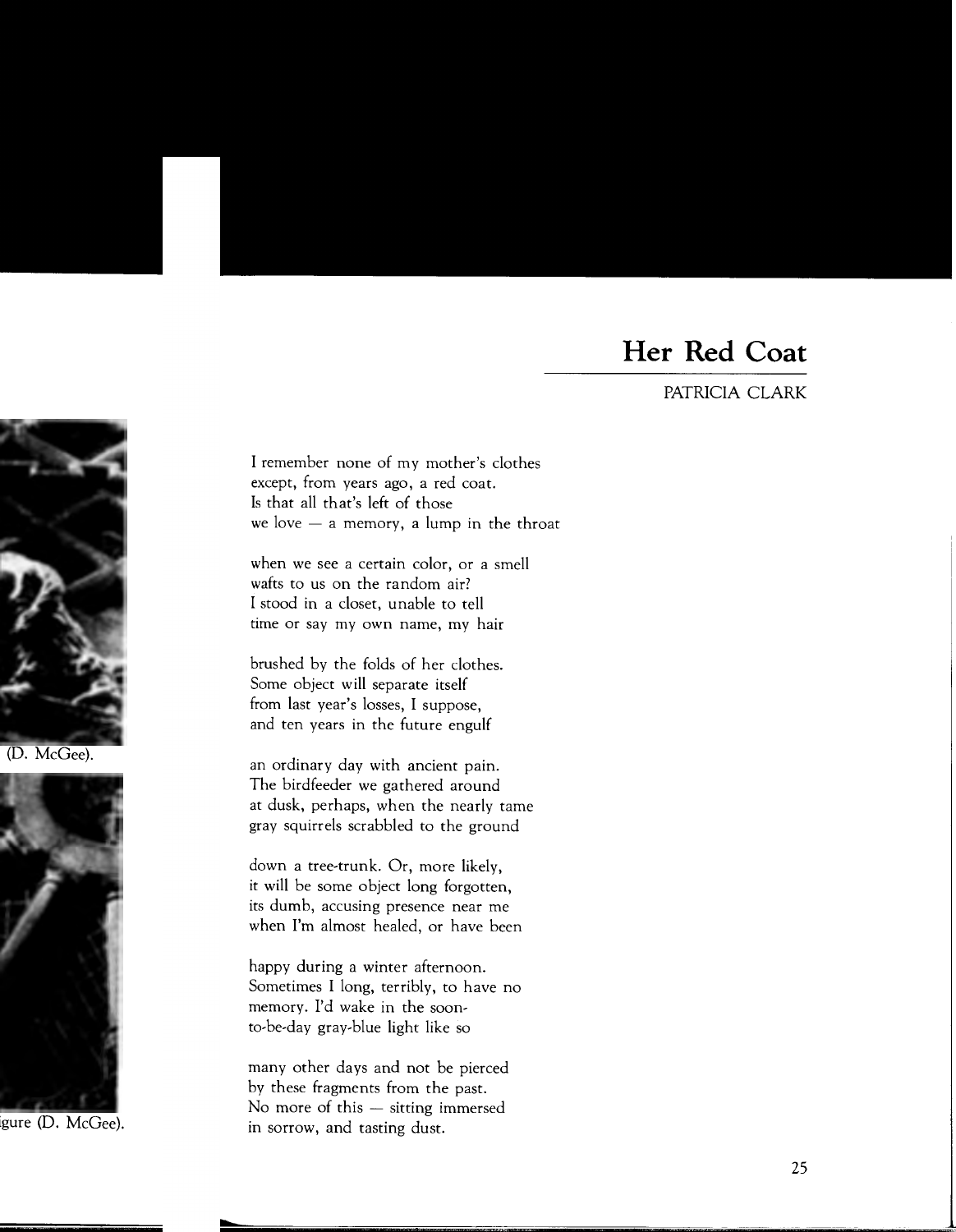# Her Red Coat

PATRICIA CLARK

I remember none of my mother's clothes
except, from years ago, a red coat.
Is that all that's left of those
we love — a memory, a lump in the throat

when we see a certain color, or a smell
wafts to us on the random air?
I stood in a closet, unable to tell
time or say my own name, my hair

brushed by the folds of her clothes.
Some object will separate itself
from last year's losses, I suppose,
and ten years in the future engulf

an ordinary day with ancient pain.
The birdfeeder we gathered around
at dusk, perhaps, when the nearly tame
gray squirrels scrabbled to the ground

down a tree-trunk. Or, more likely,
it will be some object long forgotten,
its dumb, accusing presence near me
when I'm almost healed, or have been

happy during a winter afternoon.
Sometimes I long, terribly, to have no
memory. I'd wake in the soon-
to-be-day gray-blue light like so

many other days and not be pierced
by these fragments from the past.
No more of this — sitting immersed
in sorrow, and tasting dust.